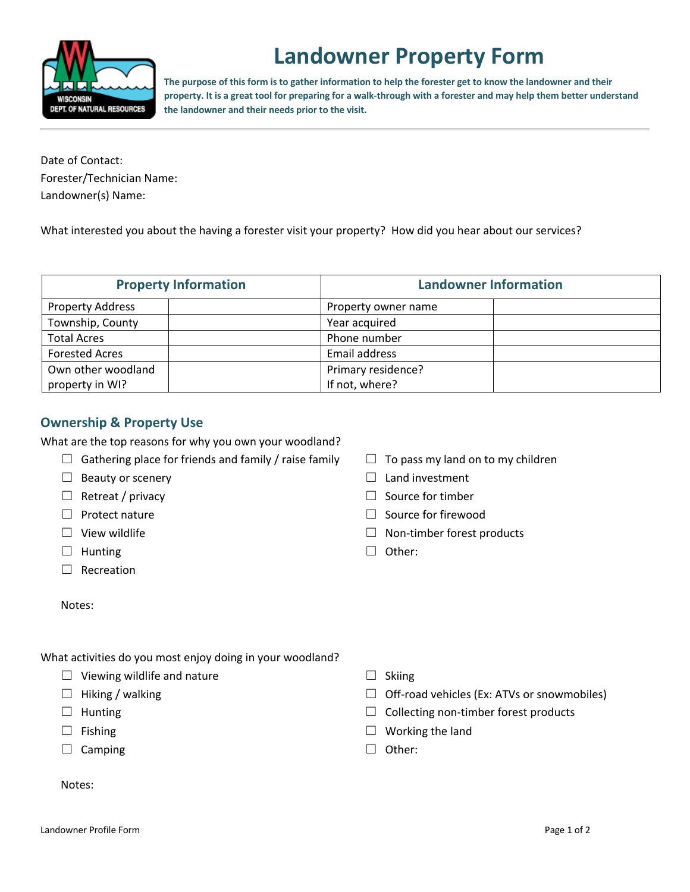# Landowner Property Form

**The purpose of this form is to gather information to help the forester get to know the landowner and their property. It is a great tool for preparing for a walk-through with a forester and may help them better understand the landowner and their needs prior to the visit.**

Date of Contact:

Forester/Technician Name:

Landowner(s) Name:

What interested you about the having a forester visit your property? How did you hear about our services?

| Property Information | | Landowner Information | |
|---|---|---|---|
| Property Address | | Property owner name | |
| Township, County | | Year acquired | |
| Total Acres | | Phone number | |
| Forested Acres | | Email address | |
| Own other woodland property in WI? | | Primary residence? If not, where? | |

## Ownership & Property Use

What are the top reasons for why you own your woodland?

- ☐ Gathering place for friends and family / raise family
- ☐ Beauty or scenery
- ☐ Retreat / privacy
- ☐ Protect nature
- ☐ View wildlife
- ☐ Hunting
- ☐ Recreation
- ☐ To pass my land on to my children
- ☐ Land investment
- ☐ Source for timber
- ☐ Source for firewood
- ☐ Non-timber forest products
- ☐ Other:

Notes:

What activities do you most enjoy doing in your woodland?

- ☐ Viewing wildlife and nature
- ☐ Hiking / walking
- ☐ Hunting
- ☐ Fishing
- ☐ Camping
- ☐ Skiing
- ☐ Off-road vehicles (Ex: ATVs or snowmobiles)
- ☐ Collecting non-timber forest products
- ☐ Working the land
- ☐ Other:

Notes: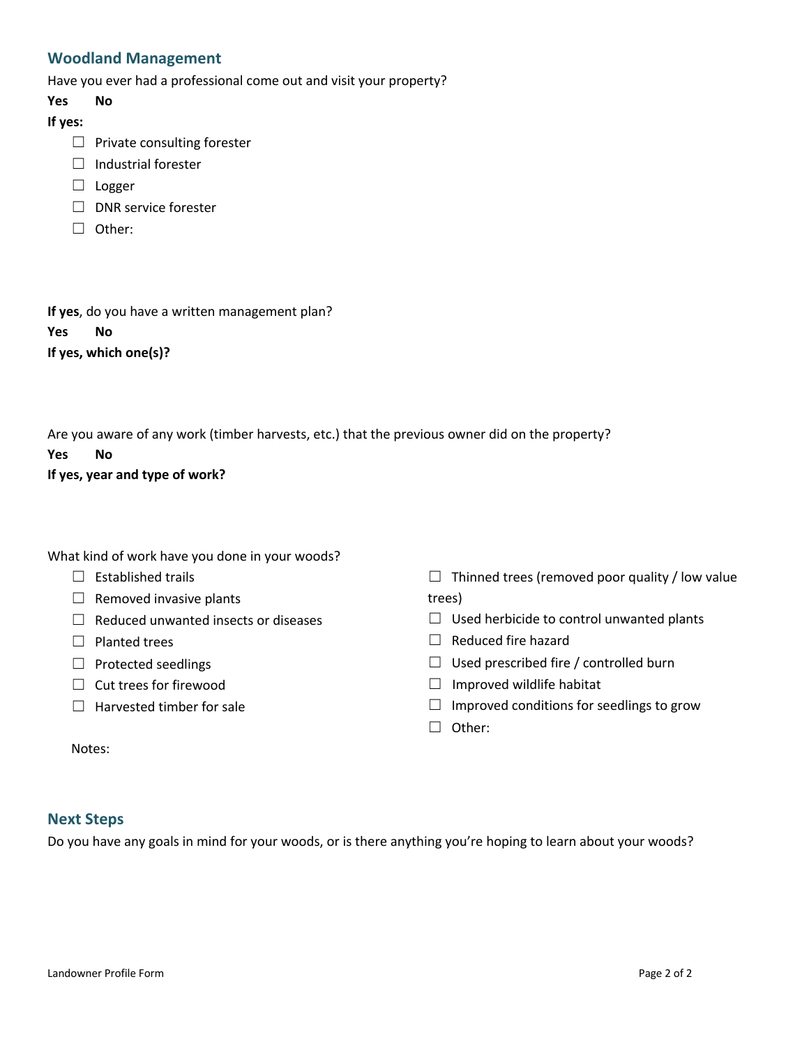## Woodland Management

Have you ever had a professional come out and visit your property?

**Yes No**

**If yes:**

- ☐ Private consulting forester
- ☐ Industrial forester
- ☐ Logger
- ☐ DNR service forester
- ☐ Other:

**If yes**, do you have a written management plan?

**Yes No**

**If yes, which one(s)?**

Are you aware of any work (timber harvests, etc.) that the previous owner did on the property?

**Yes No**

**If yes, year and type of work?**

What kind of work have you done in your woods?

- ☐ Established trails
- ☐ Removed invasive plants
- ☐ Reduced unwanted insects or diseases
- ☐ Planted trees
- ☐ Protected seedlings
- ☐ Cut trees for firewood
- ☐ Harvested timber for sale
- ☐ Thinned trees (removed poor quality / low value trees)
- ☐ Used herbicide to control unwanted plants
- ☐ Reduced fire hazard
- ☐ Used prescribed fire / controlled burn
- ☐ Improved wildlife habitat
- ☐ Improved conditions for seedlings to grow
- ☐ Other:

Notes:

## Next Steps

Do you have any goals in mind for your woods, or is there anything you're hoping to learn about your woods?